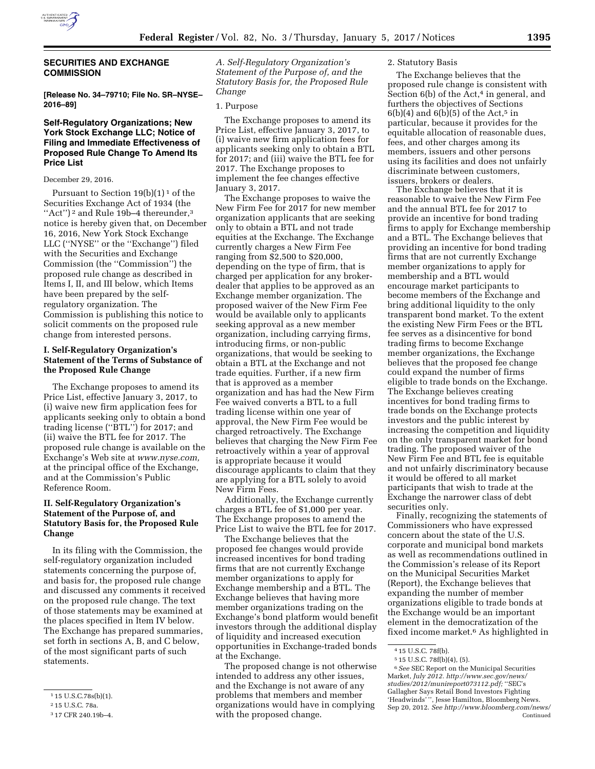## SECURITIES AND EXCHANGE COMMISSION

**[Release No. 34–79710; File No. SR–NYSE–2016–89]**

### Self-Regulatory Organizations; New York Stock Exchange LLC; Notice of Filing and Immediate Effectiveness of Proposed Rule Change To Amend Its Price List

December 29, 2016.

Pursuant to Section 19(b)(1)[1] of the Securities Exchange Act of 1934 (the ''Act'')[2] and Rule 19b–4 thereunder,[3] notice is hereby given that, on December 16, 2016, New York Stock Exchange LLC (''NYSE'' or the ''Exchange'') filed with the Securities and Exchange Commission (the ''Commission'') the proposed rule change as described in Items I, II, and III below, which Items have been prepared by the self-regulatory organization. The Commission is publishing this notice to solicit comments on the proposed rule change from interested persons.

### I. Self-Regulatory Organization's Statement of the Terms of Substance of the Proposed Rule Change

The Exchange proposes to amend its Price List, effective January 3, 2017, to (i) waive new firm application fees for applicants seeking only to obtain a bond trading license (''BTL'') for 2017; and (ii) waive the BTL fee for 2017. The proposed rule change is available on the Exchange's Web site at *www.nyse.com,* at the principal office of the Exchange, and at the Commission's Public Reference Room.

### II. Self-Regulatory Organization's Statement of the Purpose of, and Statutory Basis for, the Proposed Rule Change

In its filing with the Commission, the self-regulatory organization included statements concerning the purpose of, and basis for, the proposed rule change and discussed any comments it received on the proposed rule change. The text of those statements may be examined at the places specified in Item IV below. The Exchange has prepared summaries, set forth in sections A, B, and C below, of the most significant parts of such statements.

*A. Self-Regulatory Organization's Statement of the Purpose of, and the Statutory Basis for, the Proposed Rule Change*

1. Purpose

The Exchange proposes to amend its Price List, effective January 3, 2017, to (i) waive new firm application fees for applicants seeking only to obtain a BTL for 2017; and (iii) waive the BTL fee for 2017. The Exchange proposes to implement the fee changes effective January 3, 2017.

The Exchange proposes to waive the New Firm Fee for 2017 for new member organization applicants that are seeking only to obtain a BTL and not trade equities at the Exchange. The Exchange currently charges a New Firm Fee ranging from $2,500 to $20,000, depending on the type of firm, that is charged per application for any broker-dealer that applies to be approved as an Exchange member organization. The proposed waiver of the New Firm Fee would be available only to applicants seeking approval as a new member organization, including carrying firms, introducing firms, or non-public organizations, that would be seeking to obtain a BTL at the Exchange and not trade equities. Further, if a new firm that is approved as a member organization and has had the New Firm Fee waived converts a BTL to a full trading license within one year of approval, the New Firm Fee would be charged retroactively. The Exchange believes that charging the New Firm Fee retroactively within a year of approval is appropriate because it would discourage applicants to claim that they are applying for a BTL solely to avoid New Firm Fees.

Additionally, the Exchange currently charges a BTL fee of $1,000 per year. The Exchange proposes to amend the Price List to waive the BTL fee for 2017.

The Exchange believes that the proposed fee changes would provide increased incentives for bond trading firms that are not currently Exchange member organizations to apply for Exchange membership and a BTL. The Exchange believes that having more member organizations trading on the Exchange's bond platform would benefit investors through the additional display of liquidity and increased execution opportunities in Exchange-traded bonds at the Exchange.

The proposed change is not otherwise intended to address any other issues, and the Exchange is not aware of any problems that members and member organizations would have in complying with the proposed change.

2. Statutory Basis

The Exchange believes that the proposed rule change is consistent with Section 6(b) of the Act,[4] in general, and furthers the objectives of Sections 6(b)(4) and 6(b)(5) of the Act,[5] in particular, because it provides for the equitable allocation of reasonable dues, fees, and other charges among its members, issuers and other persons using its facilities and does not unfairly discriminate between customers, issuers, brokers or dealers.

The Exchange believes that it is reasonable to waive the New Firm Fee and the annual BTL fee for 2017 to provide an incentive for bond trading firms to apply for Exchange membership and a BTL. The Exchange believes that providing an incentive for bond trading firms that are not currently Exchange member organizations to apply for membership and a BTL would encourage market participants to become members of the Exchange and bring additional liquidity to the only transparent bond market. To the extent the existing New Firm Fees or the BTL fee serves as a disincentive for bond trading firms to become Exchange member organizations, the Exchange believes that the proposed fee change could expand the number of firms eligible to trade bonds on the Exchange. The Exchange believes creating incentives for bond trading firms to trade bonds on the Exchange protects investors and the public interest by increasing the competition and liquidity on the only transparent market for bond trading. The proposed waiver of the New Firm Fee and BTL fee is equitable and not unfairly discriminatory because it would be offered to all market participants that wish to trade at the Exchange the narrower class of debt securities only.

Finally, recognizing the statements of Commissioners who have expressed concern about the state of the U.S. corporate and municipal bond markets as well as recommendations outlined in the Commission's release of its Report on the Municipal Securities Market (Report), the Exchange believes that expanding the number of member organizations eligible to trade bonds at the Exchange would be an important element in the democratization of the fixed income market.[6] As highlighted in

---

[1] 15 U.S.C.78s(b)(1).

[2] 15 U.S.C. 78a.

[3] 17 CFR 240.19b–4.

[4] 15 U.S.C. 78f(b).

[5] 15 U.S.C. 78f(b)(4), (5).

[6] *See* SEC Report on the Municipal Securities Market, *July 2012. http://www.sec.gov/news/studies/2012/munireport073112.pdf;* ''SEC's Gallagher Says Retail Bond Investors Fighting 'Headwinds' '', Jesse Hamilton, Bloomberg News. Sep 20, 2012. *See http://www.bloomberg.com/news/* Continued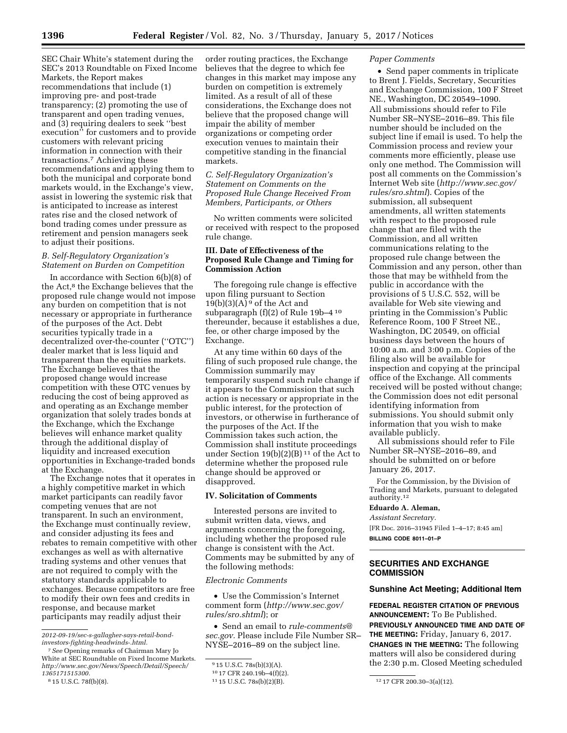SEC Chair White's statement during the SEC's 2013 Roundtable on Fixed Income Markets, the Report makes recommendations that include (1) improving pre- and post-trade transparency; (2) promoting the use of transparent and open trading venues, and (3) requiring dealers to seek ''best execution'' for customers and to provide customers with relevant pricing information in connection with their transactions.[7] Achieving these recommendations and applying them to both the municipal and corporate bond markets would, in the Exchange's view, assist in lowering the systemic risk that is anticipated to increase as interest rates rise and the closed network of bond trading comes under pressure as retirement and pension managers seek to adjust their positions.

### *B. Self-Regulatory Organization's Statement on Burden on Competition*

In accordance with Section 6(b)(8) of the Act,[8] the Exchange believes that the proposed rule change would not impose any burden on competition that is not necessary or appropriate in furtherance of the purposes of the Act. Debt securities typically trade in a decentralized over-the-counter (''OTC'') dealer market that is less liquid and transparent than the equities markets. The Exchange believes that the proposed change would increase competition with these OTC venues by reducing the cost of being approved as and operating as an Exchange member organization that solely trades bonds at the Exchange, which the Exchange believes will enhance market quality through the additional display of liquidity and increased execution opportunities in Exchange-traded bonds at the Exchange.

The Exchange notes that it operates in a highly competitive market in which market participants can readily favor competing venues that are not transparent. In such an environment, the Exchange must continually review, and consider adjusting its fees and rebates to remain competitive with other exchanges as well as with alternative trading systems and other venues that are not required to comply with the statutory standards applicable to exchanges. Because competitors are free to modify their own fees and credits in response, and because market participants may readily adjust their order routing practices, the Exchange believes that the degree to which fee changes in this market may impose any burden on competition is extremely limited. As a result of all of these considerations, the Exchange does not believe that the proposed change will impair the ability of member organizations or competing order execution venues to maintain their competitive standing in the financial markets.

### *C. Self-Regulatory Organization's Statement on Comments on the Proposed Rule Change Received From Members, Participants, or Others*

No written comments were solicited or received with respect to the proposed rule change.

## III. Date of Effectiveness of the Proposed Rule Change and Timing for Commission Action

The foregoing rule change is effective upon filing pursuant to Section 19(b)(3)(A)[9] of the Act and subparagraph (f)(2) of Rule 19b–4[10] thereunder, because it establishes a due, fee, or other charge imposed by the Exchange.

At any time within 60 days of the filing of such proposed rule change, the Commission summarily may temporarily suspend such rule change if it appears to the Commission that such action is necessary or appropriate in the public interest, for the protection of investors, or otherwise in furtherance of the purposes of the Act. If the Commission takes such action, the Commission shall institute proceedings under Section 19(b)(2)(B)[11] of the Act to determine whether the proposed rule change should be approved or disapproved.

## IV. Solicitation of Comments

Interested persons are invited to submit written data, views, and arguments concerning the foregoing, including whether the proposed rule change is consistent with the Act. Comments may be submitted by any of the following methods:

*Electronic Comments*

- Use the Commission's Internet comment form (*http://www.sec.gov/rules/sro.shtml*); or
- Send an email to *rule-comments@sec.gov.* Please include File Number SR–NYSE–2016–89 on the subject line.

*Paper Comments*

- Send paper comments in triplicate to Brent J. Fields, Secretary, Securities and Exchange Commission, 100 F Street NE., Washington, DC 20549–1090.

All submissions should refer to File Number SR–NYSE–2016–89. This file number should be included on the subject line if email is used. To help the Commission process and review your comments more efficiently, please use only one method. The Commission will post all comments on the Commission's Internet Web site (*http://www.sec.gov/rules/sro.shtml*). Copies of the submission, all subsequent amendments, all written statements with respect to the proposed rule change that are filed with the Commission, and all written communications relating to the proposed rule change between the Commission and any person, other than those that may be withheld from the public in accordance with the provisions of 5 U.S.C. 552, will be available for Web site viewing and printing in the Commission's Public Reference Room, 100 F Street NE., Washington, DC 20549, on official business days between the hours of 10:00 a.m. and 3:00 p.m. Copies of the filing also will be available for inspection and copying at the principal office of the Exchange. All comments received will be posted without change; the Commission does not edit personal identifying information from submissions. You should submit only information that you wish to make available publicly.

All submissions should refer to File Number SR–NYSE–2016–89, and should be submitted on or before January 26, 2017.

For the Commission, by the Division of Trading and Markets, pursuant to delegated authority.[12]

**Eduardo A. Aleman,**

*Assistant Secretary.*

[FR Doc. 2016–31945 Filed 1–4–17; 8:45 am]

**BILLING CODE 8011–01–P**

---

## SECURITIES AND EXCHANGE COMMISSION

### Sunshine Act Meeting; Additional Item

**FEDERAL REGISTER CITATION OF PREVIOUS ANNOUNCEMENT:** To Be Published.

**PREVIOUSLY ANNOUNCED TIME AND DATE OF THE MEETING:** Friday, January 6, 2017.

**CHANGES IN THE MEETING:** The following matters will also be considered during the 2:30 p.m. Closed Meeting scheduled

---

*2012-09-19/sec-s-gallagher-says-retail-bond-investors-fighting-headwinds-.html.*

[7] *See* Opening remarks of Chairman Mary Jo White at SEC Roundtable on Fixed Income Markets. *http://www.sec.gov/News/Speech/Detail/Speech/1365171515300.*

[8] 15 U.S.C. 78f(b)(8).

[9] 15 U.S.C. 78s(b)(3)(A).

[10] 17 CFR 240.19b–4(f)(2).

[11] 15 U.S.C. 78s(b)(2)(B).

[12] 17 CFR 200.30–3(a)(12).